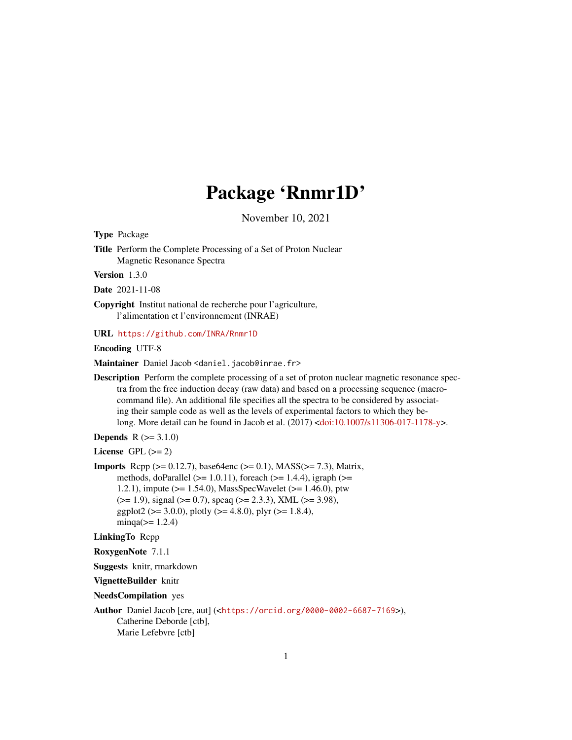# Package 'Rnmr1D'

November 10, 2021

**Type** Package

**Title** Perform the Complete Processing of a Set of Proton Nuclear Magnetic Resonance Spectra

**Version** 1.3.0

**Date** 2021-11-08

**Copyright** Institut national de recherche pour l'agriculture, l'alimentation et l'environnement (INRAE)

**URL** https://github.com/INRA/Rnmr1D

**Encoding** UTF-8

**Maintainer** Daniel Jacob <daniel.jacob@inrae.fr>

**Description** Perform the complete processing of a set of proton nuclear magnetic resonance spectra from the free induction decay (raw data) and based on a processing sequence (macro-command file). An additional file specifies all the spectra to be considered by associating their sample code as well as the levels of experimental factors to which they belong. More detail can be found in Jacob et al. (2017) <doi:10.1007/s11306-017-1178-y>.

**Depends** R (>= 3.1.0)

**License** GPL (>= 2)

**Imports** Rcpp (>= 0.12.7), base64enc (>= 0.1), MASS(>= 7.3), Matrix, methods, doParallel (>= 1.0.11), foreach (>= 1.4.4), igraph (>= 1.2.1), impute (>= 1.54.0), MassSpecWavelet (>= 1.46.0), ptw (>= 1.9), signal (>= 0.7), speaq (>= 2.3.3), XML (>= 3.98), ggplot2 (>= 3.0.0), plotly (>= 4.8.0), plyr (>= 1.8.4), minqa(>= 1.2.4)

**LinkingTo** Rcpp

**RoxygenNote** 7.1.1

**Suggests** knitr, rmarkdown

**VignetteBuilder** knitr

**NeedsCompilation** yes

**Author** Daniel Jacob [cre, aut] (<https://orcid.org/0000-0002-6687-7169>), Catherine Deborde [ctb], Marie Lefebvre [ctb]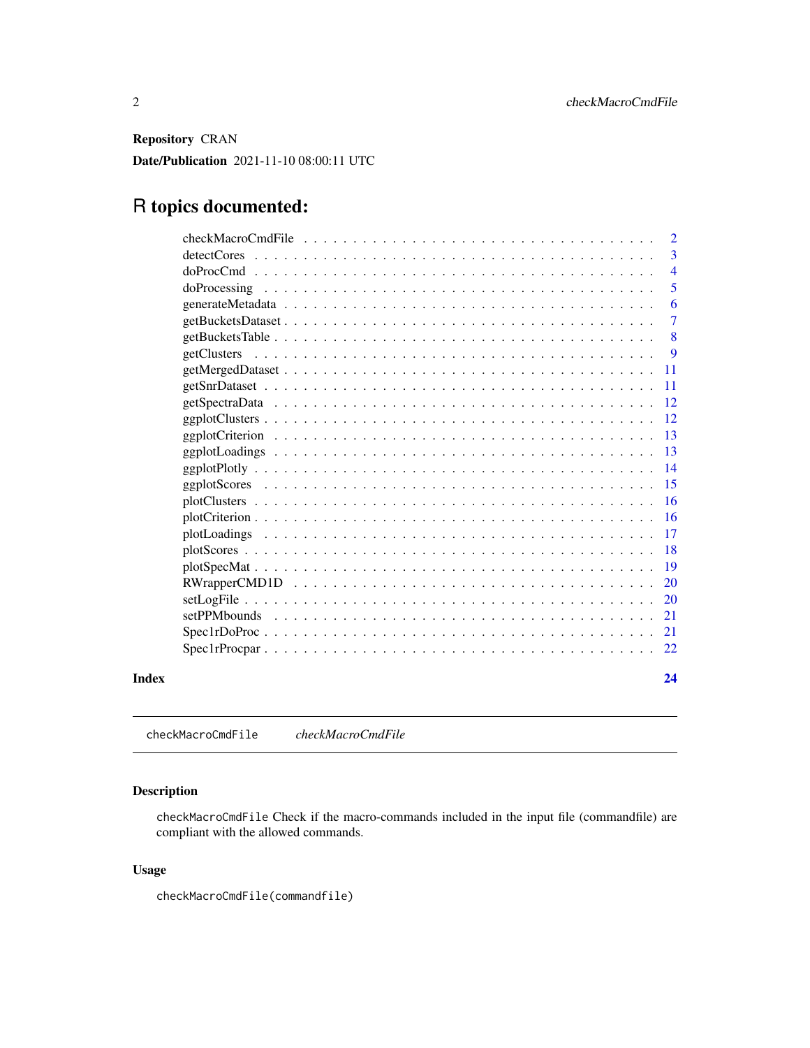**Repository** CRAN

**Date/Publication** 2021-11-10 08:00:11 UTC

# R topics documented:

| | |
|---|---|
| checkMacroCmdFile | 2 |
| detectCores | 3 |
| doProcCmd | 4 |
| doProcessing | 5 |
| generateMetadata | 6 |
| getBucketsDataset | 7 |
| getBucketsTable | 8 |
| getClusters | 9 |
| getMergedDataset | 11 |
| getSnrDataset | 11 |
| getSpectraData | 12 |
| ggplotClusters | 12 |
| ggplotCriterion | 13 |
| ggplotLoadings | 13 |
| ggplotPlotly | 14 |
| ggplotScores | 15 |
| plotClusters | 16 |
| plotCriterion | 16 |
| plotLoadings | 17 |
| plotScores | 18 |
| plotSpecMat | 19 |
| RWrapperCMD1D | 20 |
| setLogFile | 20 |
| setPPMbounds | 21 |
| Spec1rDoProc | 21 |
| Spec1rProcpar | 22 |

**Index** 24

---

`checkMacroCmdFile` *checkMacroCmdFile*

---

## Description

`checkMacroCmdFile` Check if the macro-commands included in the input file (commandfile) are compliant with the allowed commands.

## Usage

```
checkMacroCmdFile(commandfile)
```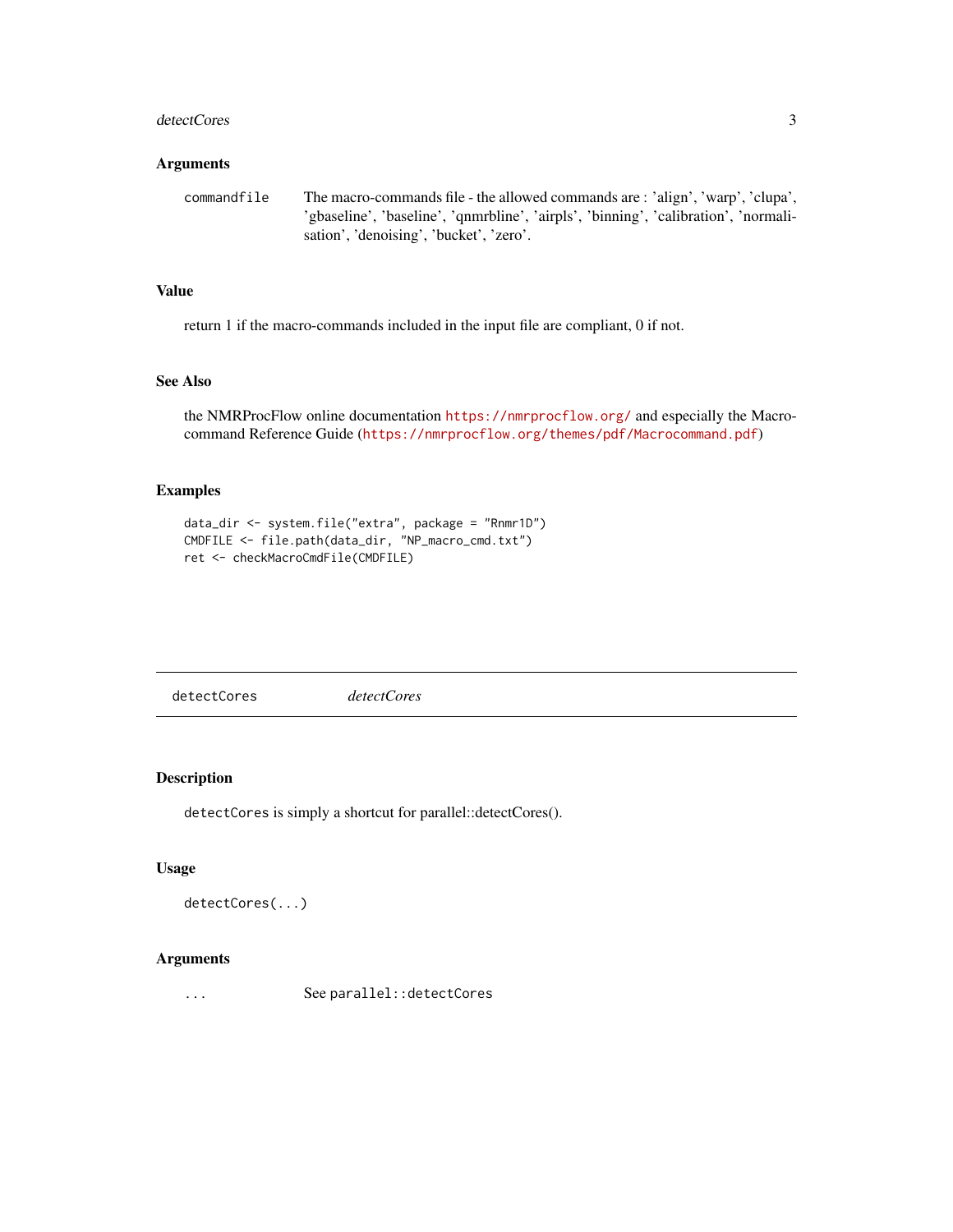## Arguments

commandfile — The macro-commands file - the allowed commands are : 'align', 'warp', 'clupa', 'gbaseline', 'baseline', 'qnmrbline', 'airpls', 'binning', 'calibration', 'normalisation', 'denoising', 'bucket', 'zero'.

## Value

return 1 if the macro-commands included in the input file are compliant, 0 if not.

## See Also

the NMRProcFlow online documentation https://nmrprocflow.org/ and especially the Macro-command Reference Guide (https://nmrprocflow.org/themes/pdf/Macrocommand.pdf)

## Examples

```
data_dir <- system.file("extra", package = "Rnmr1D")
CMDFILE <- file.path(data_dir, "NP_macro_cmd.txt")
ret <- checkMacroCmdFile(CMDFILE)
```

---

# detectCores — *detectCores*

## Description

`detectCores` is simply a shortcut for parallel::detectCores().

## Usage

```
detectCores(...)
```

## Arguments

`...` — See `parallel::detectCores`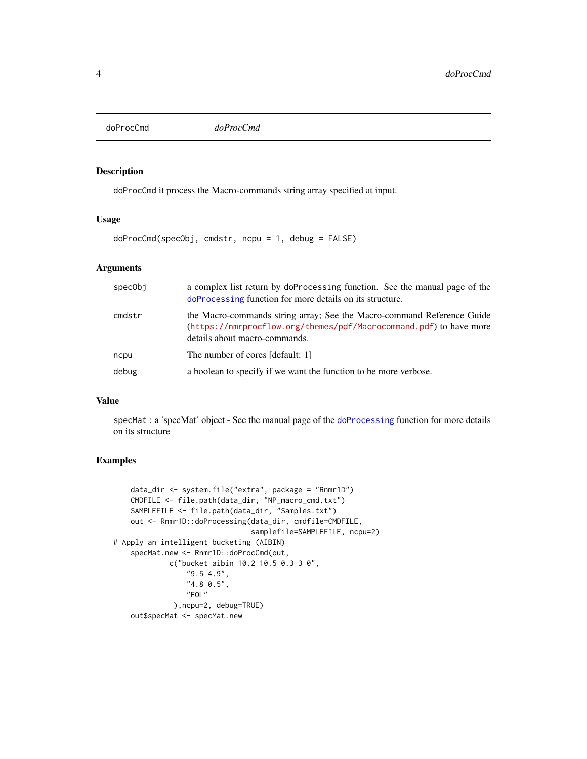# doProcCmd — *doProcCmd*

## Description

doProcCmd it process the Macro-commands string array specified at input.

## Usage

```
doProcCmd(specObj, cmdstr, ncpu = 1, debug = FALSE)
```

## Arguments

| | |
|---|---|
| specObj | a complex list return by doProcessing function. See the manual page of the doProcessing function for more details on its structure. |
| cmdstr | the Macro-commands string array; See the Macro-command Reference Guide (https://nmrprocflow.org/themes/pdf/Macrocommand.pdf) to have more details about macro-commands. |
| ncpu | The number of cores [default: 1] |
| debug | a boolean to specify if we want the function to be more verbose. |

## Value

specMat : a 'specMat' object - See the manual page of the doProcessing function for more details on its structure

## Examples

```
    data_dir <- system.file("extra", package = "Rnmr1D")
    CMDFILE <- file.path(data_dir, "NP_macro_cmd.txt")
    SAMPLEFILE <- file.path(data_dir, "Samples.txt")
    out <- Rnmr1D::doProcessing(data_dir, cmdfile=CMDFILE,
                               samplefile=SAMPLEFILE, ncpu=2)
# Apply an intelligent bucketing (AIBIN)
    specMat.new <- Rnmr1D::doProcCmd(out,
             c("bucket aibin 10.2 10.5 0.3 3 0",
                "9.5 4.9",
                "4.8 0.5",
                "EOL"
              ),ncpu=2, debug=TRUE)
    out$specMat <- specMat.new
```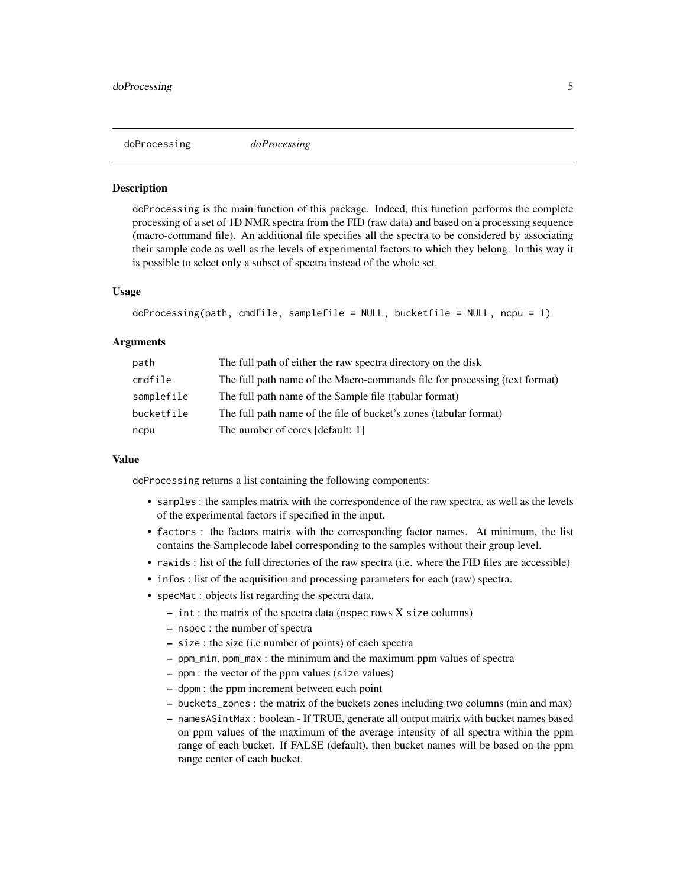# doProcessing *doProcessing*

## Description

doProcessing is the main function of this package. Indeed, this function performs the complete processing of a set of 1D NMR spectra from the FID (raw data) and based on a processing sequence (macro-command file). An additional file specifies all the spectra to be considered by associating their sample code as well as the levels of experimental factors to which they belong. In this way it is possible to select only a subset of spectra instead of the whole set.

## Usage

```
doProcessing(path, cmdfile, samplefile = NULL, bucketfile = NULL, ncpu = 1)
```

## Arguments

| | |
|---|---|
| path | The full path of either the raw spectra directory on the disk |
| cmdfile | The full path name of the Macro-commands file for processing (text format) |
| samplefile | The full path name of the Sample file (tabular format) |
| bucketfile | The full path name of the file of bucket's zones (tabular format) |
| ncpu | The number of cores [default: 1] |

## Value

doProcessing returns a list containing the following components:

- `samples` : the samples matrix with the correspondence of the raw spectra, as well as the levels of the experimental factors if specified in the input.
- `factors` : the factors matrix with the corresponding factor names. At minimum, the list contains the Samplecode label corresponding to the samples without their group level.
- `rawids` : list of the full directories of the raw spectra (i.e. where the FID files are accessible)
- `infos` : list of the acquisition and processing parameters for each (raw) spectra.
- `specMat` : objects list regarding the spectra data.
  - `int` : the matrix of the spectra data (`nspec` rows X `size` columns)
  - `nspec` : the number of spectra
  - `size` : the size (i.e number of points) of each spectra
  - `ppm_min`, `ppm_max` : the minimum and the maximum ppm values of spectra
  - `ppm` : the vector of the ppm values (`size` values)
  - `dppm` : the ppm increment between each point
  - `buckets_zones` : the matrix of the buckets zones including two columns (min and max)
  - `namesASintMax` : boolean - If TRUE, generate all output matrix with bucket names based on ppm values of the maximum of the average intensity of all spectra within the ppm range of each bucket. If FALSE (default), then bucket names will be based on the ppm range center of each bucket.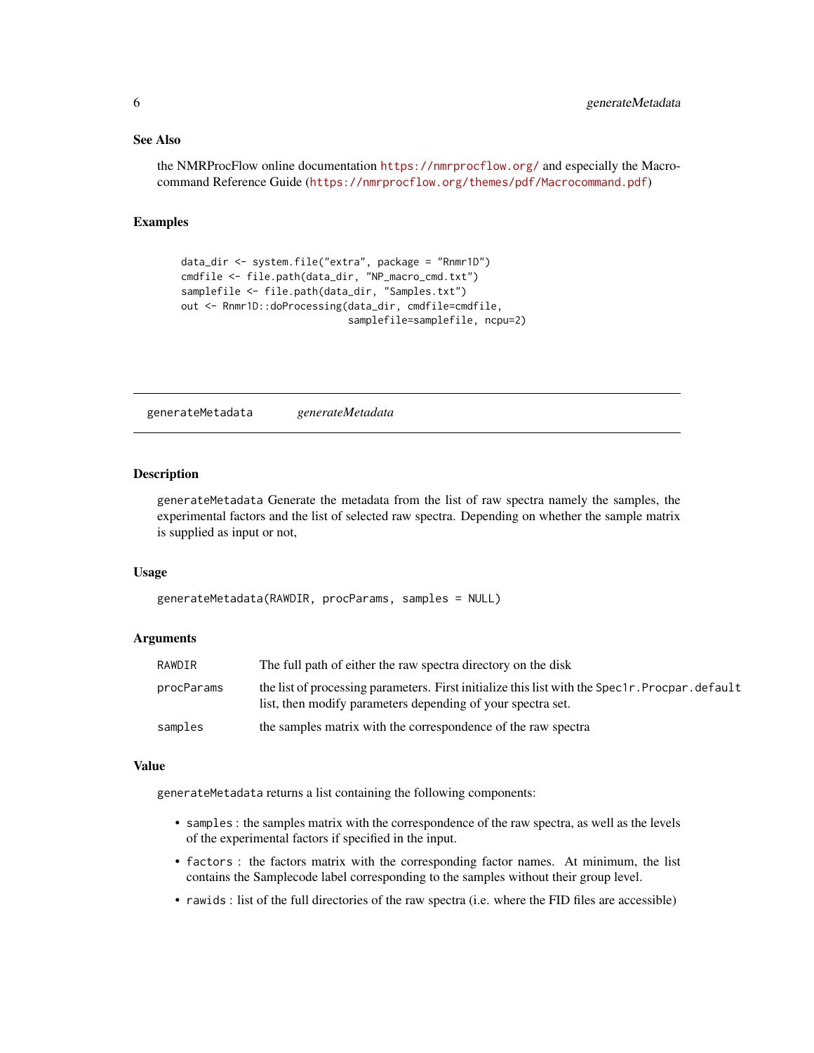## See Also

the NMRProcFlow online documentation https://nmrprocflow.org/ and especially the Macrocommand Reference Guide (https://nmrprocflow.org/themes/pdf/Macrocommand.pdf)

## Examples

```
data_dir <- system.file("extra", package = "Rnmr1D")
cmdfile <- file.path(data_dir, "NP_macro_cmd.txt")
samplefile <- file.path(data_dir, "Samples.txt")
out <- Rnmr1D::doProcessing(data_dir, cmdfile=cmdfile,
                            samplefile=samplefile, ncpu=2)
```

---

# generateMetadata *generateMetadata*

---

## Description

`generateMetadata` Generate the metadata from the list of raw spectra namely the samples, the experimental factors and the list of selected raw spectra. Depending on whether the sample matrix is supplied as input or not,

## Usage

```
generateMetadata(RAWDIR, procParams, samples = NULL)
```

## Arguments

| | |
|---|---|
| `RAWDIR` | The full path of either the raw spectra directory on the disk |
| `procParams` | the list of processing parameters. First initialize this list with the `Spec1r.Procpar.default` list, then modify parameters depending of your spectra set. |
| `samples` | the samples matrix with the correspondence of the raw spectra |

## Value

`generateMetadata` returns a list containing the following components:

- `samples` : the samples matrix with the correspondence of the raw spectra, as well as the levels of the experimental factors if specified in the input.
- `factors` : the factors matrix with the corresponding factor names. At minimum, the list contains the Samplecode label corresponding to the samples without their group level.
- `rawids` : list of the full directories of the raw spectra (i.e. where the FID files are accessible)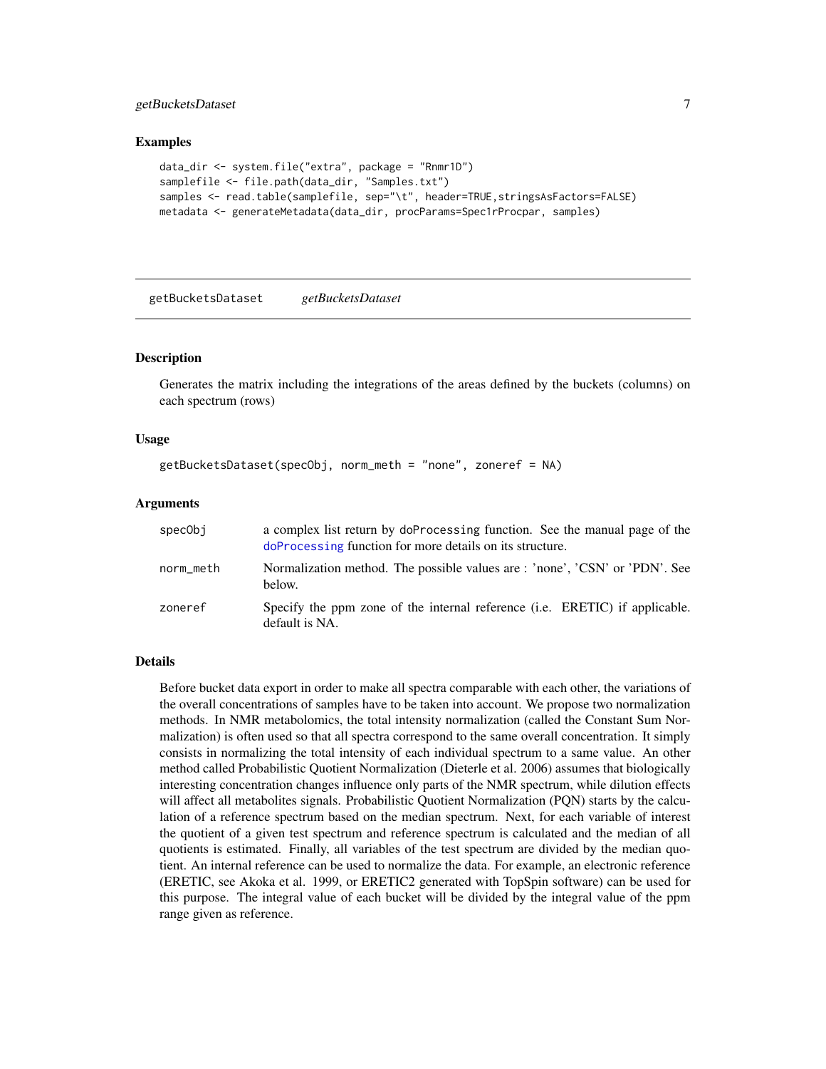### Examples

```
data_dir <- system.file("extra", package = "Rnmr1D")
samplefile <- file.path(data_dir, "Samples.txt")
samples <- read.table(samplefile, sep="\t", header=TRUE,stringsAsFactors=FALSE)
metadata <- generateMetadata(data_dir, procParams=Spec1rProcpar, samples)
```

---

## getBucketsDataset *getBucketsDataset*

---

### Description

Generates the matrix including the integrations of the areas defined by the buckets (columns) on each spectrum (rows)

### Usage

```
getBucketsDataset(specObj, norm_meth = "none", zoneref = NA)
```

### Arguments

| | |
|---|---|
| specObj | a complex list return by doProcessing function. See the manual page of the doProcessing function for more details on its structure. |
| norm_meth | Normalization method. The possible values are : 'none', 'CSN' or 'PDN'. See below. |
| zoneref | Specify the ppm zone of the internal reference (i.e. ERETIC) if applicable. default is NA. |

### Details

Before bucket data export in order to make all spectra comparable with each other, the variations of the overall concentrations of samples have to be taken into account. We propose two normalization methods. In NMR metabolomics, the total intensity normalization (called the Constant Sum Normalization) is often used so that all spectra correspond to the same overall concentration. It simply consists in normalizing the total intensity of each individual spectrum to a same value. An other method called Probabilistic Quotient Normalization (Dieterle et al. 2006) assumes that biologically interesting concentration changes influence only parts of the NMR spectrum, while dilution effects will affect all metabolites signals. Probabilistic Quotient Normalization (PQN) starts by the calculation of a reference spectrum based on the median spectrum. Next, for each variable of interest the quotient of a given test spectrum and reference spectrum is calculated and the median of all quotients is estimated. Finally, all variables of the test spectrum are divided by the median quotient. An internal reference can be used to normalize the data. For example, an electronic reference (ERETIC, see Akoka et al. 1999, or ERETIC2 generated with TopSpin software) can be used for this purpose. The integral value of each bucket will be divided by the integral value of the ppm range given as reference.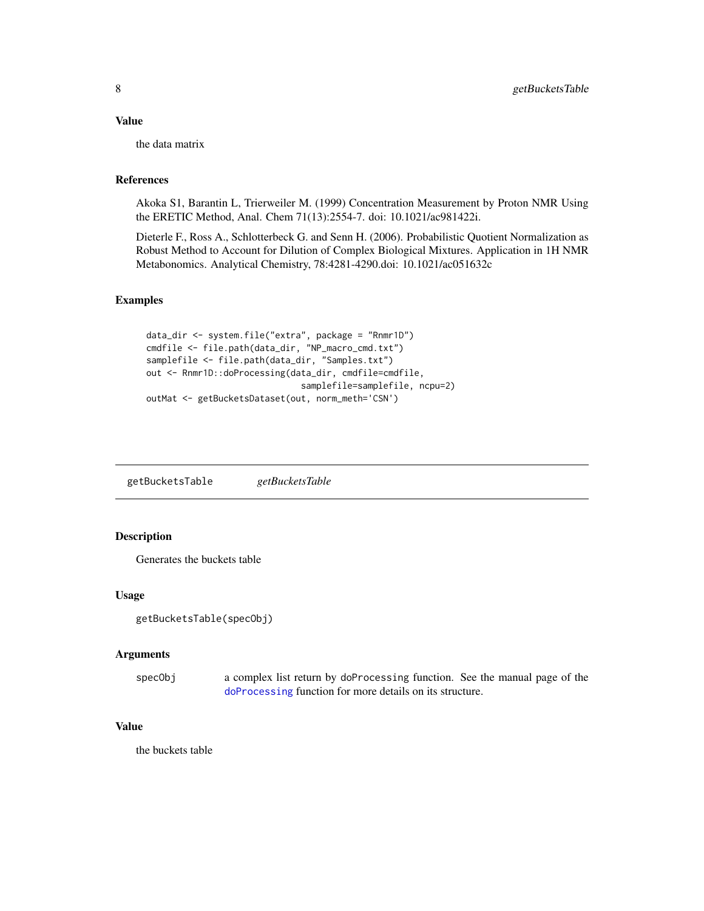### Value

the data matrix

### References

Akoka S1, Barantin L, Trierweiler M. (1999) Concentration Measurement by Proton NMR Using the ERETIC Method, Anal. Chem 71(13):2554-7. doi: 10.1021/ac981422i.

Dieterle F., Ross A., Schlotterbeck G. and Senn H. (2006). Probabilistic Quotient Normalization as Robust Method to Account for Dilution of Complex Biological Mixtures. Application in 1H NMR Metabonomics. Analytical Chemistry, 78:4281-4290.doi: 10.1021/ac051632c

### Examples

```
data_dir <- system.file("extra", package = "Rnmr1D")
cmdfile <- file.path(data_dir, "NP_macro_cmd.txt")
samplefile <- file.path(data_dir, "Samples.txt")
out <- Rnmr1D::doProcessing(data_dir, cmdfile=cmdfile,
                            samplefile=samplefile, ncpu=2)
outMat <- getBucketsDataset(out, norm_meth='CSN')
```

---

## getBucketsTable *getBucketsTable*

### Description

Generates the buckets table

### Usage

```
getBucketsTable(specObj)
```

### Arguments

| | |
|---|---|
| specObj | a complex list return by doProcessing function. See the manual page of the doProcessing function for more details on its structure. |

### Value

the buckets table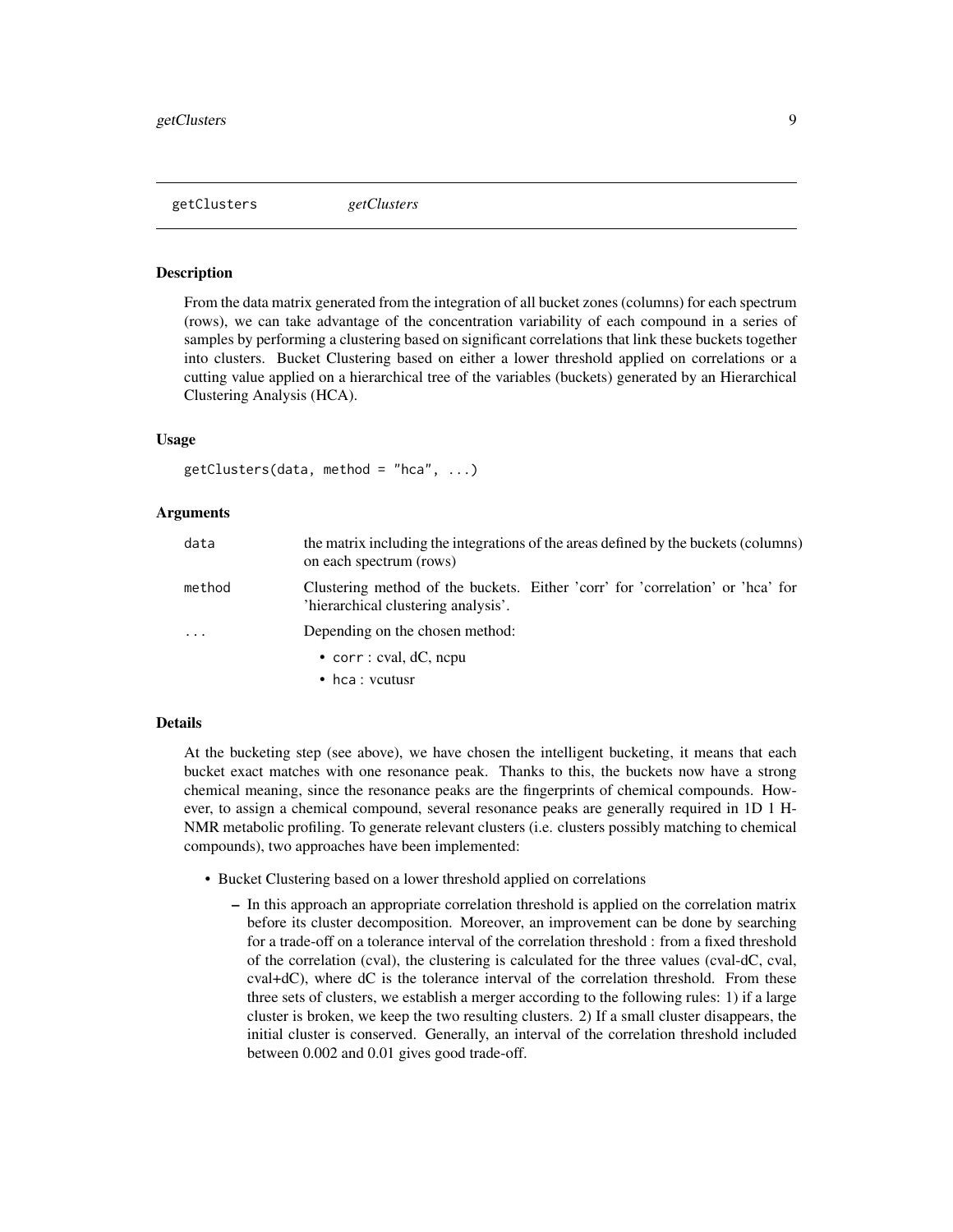## getClusters *getClusters*

### Description

From the data matrix generated from the integration of all bucket zones (columns) for each spectrum (rows), we can take advantage of the concentration variability of each compound in a series of samples by performing a clustering based on significant correlations that link these buckets together into clusters. Bucket Clustering based on either a lower threshold applied on correlations or a cutting value applied on a hierarchical tree of the variables (buckets) generated by an Hierarchical Clustering Analysis (HCA).

### Usage

```
getClusters(data, method = "hca", ...)
```

### Arguments

| | |
|---|---|
| data | the matrix including the integrations of the areas defined by the buckets (columns) on each spectrum (rows) |
| method | Clustering method of the buckets. Either 'corr' for 'correlation' or 'hca' for 'hierarchical clustering analysis'. |
| ... | Depending on the chosen method:<br>• corr : cval, dC, ncpu<br>• hca : vcutusr |

### Details

At the bucketing step (see above), we have chosen the intelligent bucketing, it means that each bucket exact matches with one resonance peak. Thanks to this, the buckets now have a strong chemical meaning, since the resonance peaks are the fingerprints of chemical compounds. However, to assign a chemical compound, several resonance peaks are generally required in 1D 1 H-NMR metabolic profiling. To generate relevant clusters (i.e. clusters possibly matching to chemical compounds), two approaches have been implemented:

- Bucket Clustering based on a lower threshold applied on correlations
  - In this approach an appropriate correlation threshold is applied on the correlation matrix before its cluster decomposition. Moreover, an improvement can be done by searching for a trade-off on a tolerance interval of the correlation threshold : from a fixed threshold of the correlation (cval), the clustering is calculated for the three values (cval-dC, cval, cval+dC), where dC is the tolerance interval of the correlation threshold. From these three sets of clusters, we establish a merger according to the following rules: 1) if a large cluster is broken, we keep the two resulting clusters. 2) If a small cluster disappears, the initial cluster is conserved. Generally, an interval of the correlation threshold included between 0.002 and 0.01 gives good trade-off.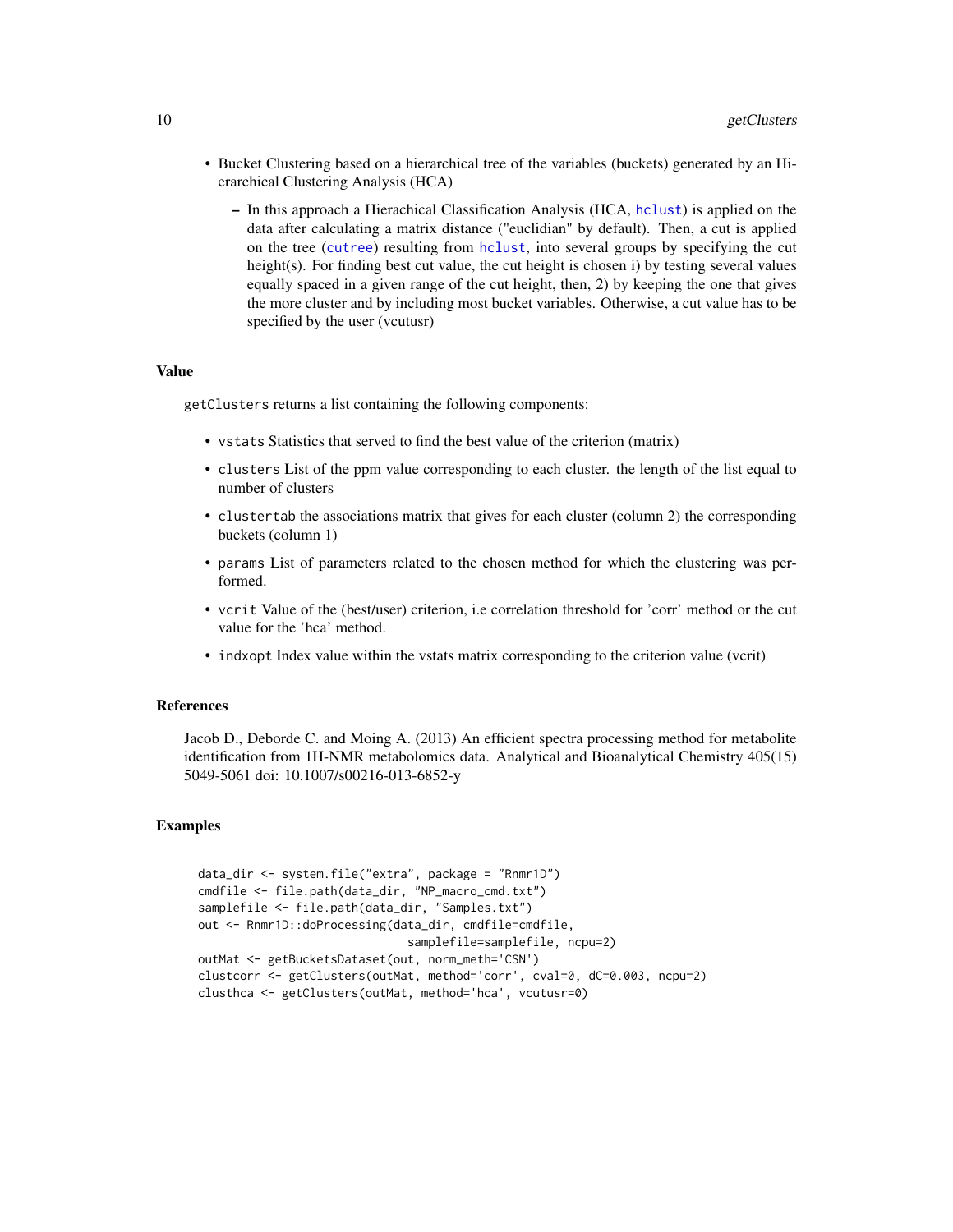- Bucket Clustering based on a hierarchical tree of the variables (buckets) generated by an Hierarchical Clustering Analysis (HCA)
  - In this approach a Hierachical Classification Analysis (HCA, `hclust`) is applied on the data after calculating a matrix distance ("euclidian" by default). Then, a cut is applied on the tree (`cutree`) resulting from `hclust`, into several groups by specifying the cut height(s). For finding best cut value, the cut height is chosen i) by testing several values equally spaced in a given range of the cut height, then, 2) by keeping the one that gives the more cluster and by including most bucket variables. Otherwise, a cut value has to be specified by the user (vcutusr)

### Value

`getClusters` returns a list containing the following components:

- `vstats` Statistics that served to find the best value of the criterion (matrix)
- `clusters` List of the ppm value corresponding to each cluster. the length of the list equal to number of clusters
- `clustertab` the associations matrix that gives for each cluster (column 2) the corresponding buckets (column 1)
- `params` List of parameters related to the chosen method for which the clustering was performed.
- `vcrit` Value of the (best/user) criterion, i.e correlation threshold for 'corr' method or the cut value for the 'hca' method.
- `indxopt` Index value within the vstats matrix corresponding to the criterion value (vcrit)

### References

Jacob D., Deborde C. and Moing A. (2013) An efficient spectra processing method for metabolite identification from 1H-NMR metabolomics data. Analytical and Bioanalytical Chemistry 405(15) 5049-5061 doi: 10.1007/s00216-013-6852-y

### Examples

```
data_dir <- system.file("extra", package = "Rnmr1D")
cmdfile <- file.path(data_dir, "NP_macro_cmd.txt")
samplefile <- file.path(data_dir, "Samples.txt")
out <- Rnmr1D::doProcessing(data_dir, cmdfile=cmdfile,
                            samplefile=samplefile, ncpu=2)
outMat <- getBucketsDataset(out, norm_meth='CSN')
clustcorr <- getClusters(outMat, method='corr', cval=0, dC=0.003, ncpu=2)
clusthca <- getClusters(outMat, method='hca', vcutusr=0)
```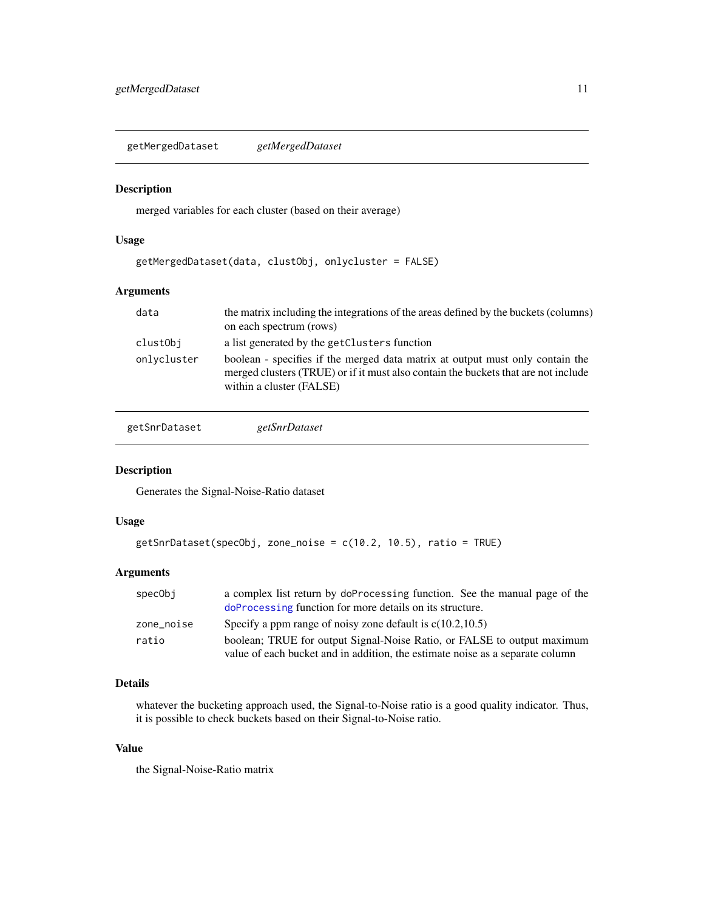## getMergedDataset    *getMergedDataset*

### Description

merged variables for each cluster (based on their average)

### Usage

```
getMergedDataset(data, clustObj, onlycluster = FALSE)
```

### Arguments

| | |
|---|---|
| `data` | the matrix including the integrations of the areas defined by the buckets (columns) on each spectrum (rows) |
| `clustObj` | a list generated by the `getClusters` function |
| `onlycluster` | boolean - specifies if the merged data matrix at output must only contain the merged clusters (TRUE) or if it must also contain the buckets that are not include within a cluster (FALSE) |

## getSnrDataset    *getSnrDataset*

### Description

Generates the Signal-Noise-Ratio dataset

### Usage

```
getSnrDataset(specObj, zone_noise = c(10.2, 10.5), ratio = TRUE)
```

### Arguments

| | |
|---|---|
| `specObj` | a complex list return by `doProcessing` function. See the manual page of the `doProcessing` function for more details on its structure. |
| `zone_noise` | Specify a ppm range of noisy zone default is c(10.2,10.5) |
| `ratio` | boolean; TRUE for output Signal-Noise Ratio, or FALSE to output maximum value of each bucket and in addition, the estimate noise as a separate column |

### Details

whatever the bucketing approach used, the Signal-to-Noise ratio is a good quality indicator. Thus, it is possible to check buckets based on their Signal-to-Noise ratio.

### Value

the Signal-Noise-Ratio matrix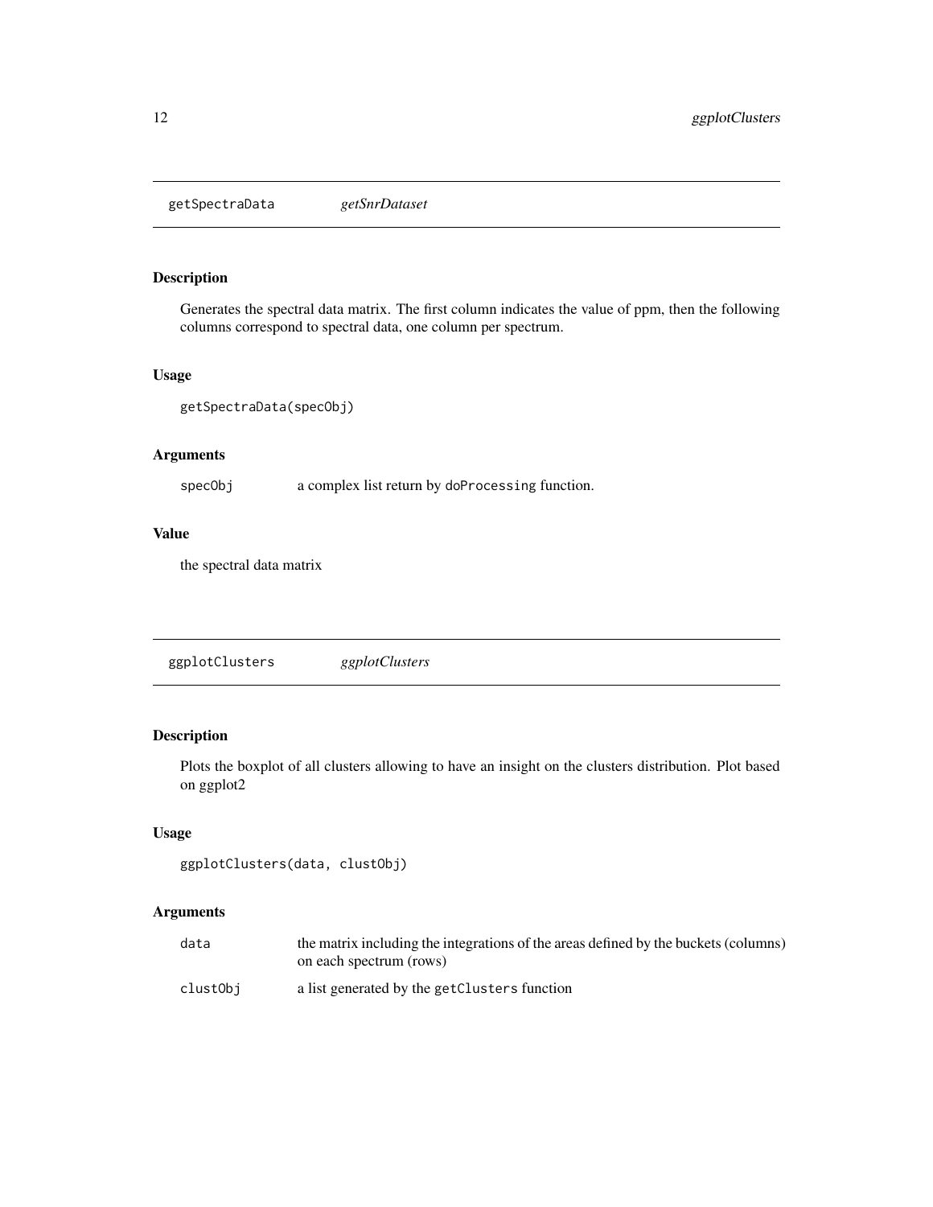## getSpectraData *getSnrDataset*

### Description

Generates the spectral data matrix. The first column indicates the value of ppm, then the following columns correspond to spectral data, one column per spectrum.

### Usage

```
getSpectraData(specObj)
```

### Arguments

| | |
|---|---|
| specObj | a complex list return by doProcessing function. |

### Value

the spectral data matrix

## ggplotClusters *ggplotClusters*

### Description

Plots the boxplot of all clusters allowing to have an insight on the clusters distribution. Plot based on ggplot2

### Usage

```
ggplotClusters(data, clustObj)
```

### Arguments

| | |
|---|---|
| data | the matrix including the integrations of the areas defined by the buckets (columns) on each spectrum (rows) |
| clustObj | a list generated by the getClusters function |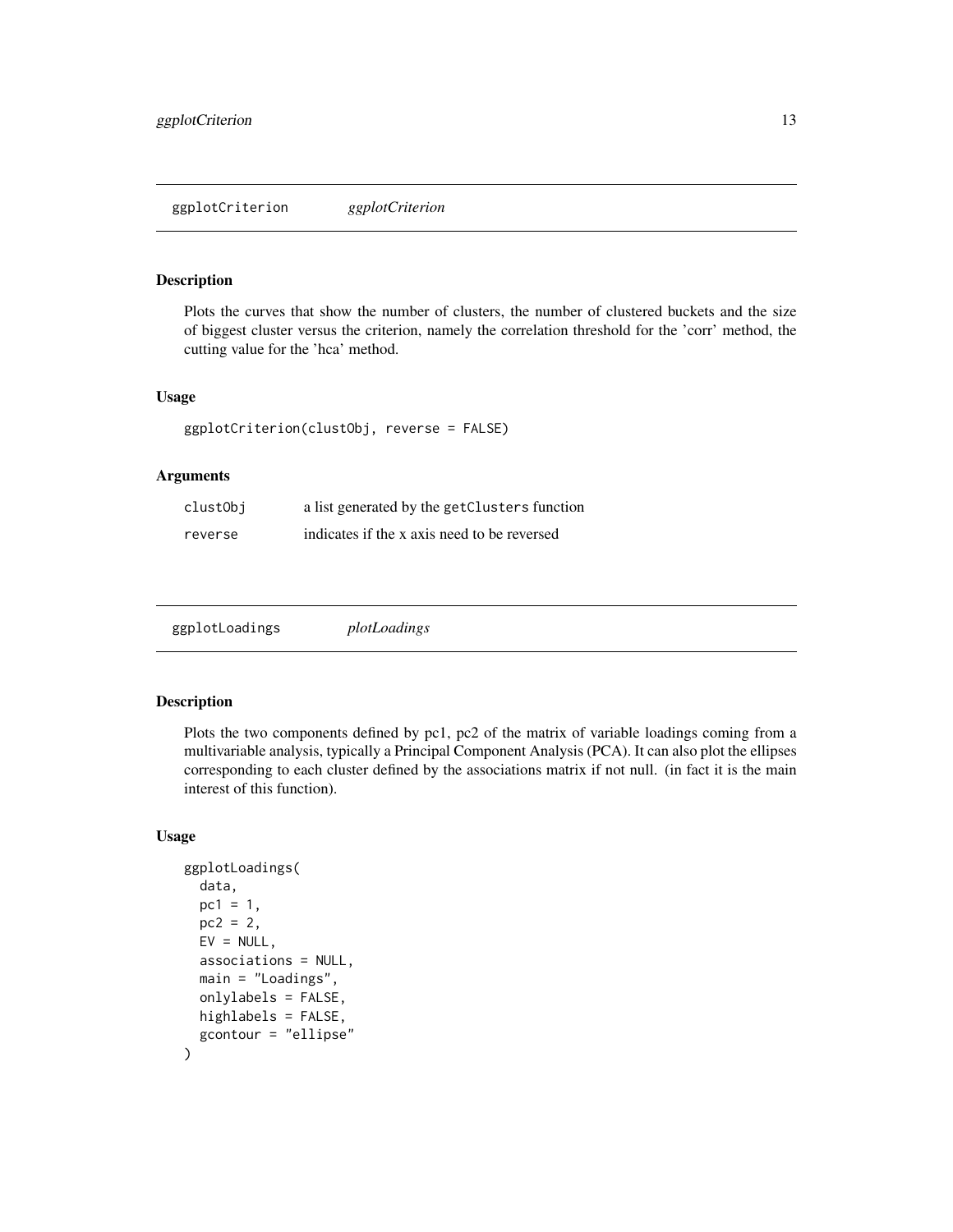## ggplotCriterion *ggplotCriterion*

### Description

Plots the curves that show the number of clusters, the number of clustered buckets and the size of biggest cluster versus the criterion, namely the correlation threshold for the 'corr' method, the cutting value for the 'hca' method.

### Usage

```
ggplotCriterion(clustObj, reverse = FALSE)
```

### Arguments

| | |
|---|---|
| clustObj | a list generated by the getClusters function |
| reverse | indicates if the x axis need to be reversed |

## ggplotLoadings *plotLoadings*

### Description

Plots the two components defined by pc1, pc2 of the matrix of variable loadings coming from a multivariable analysis, typically a Principal Component Analysis (PCA). It can also plot the ellipses corresponding to each cluster defined by the associations matrix if not null. (in fact it is the main interest of this function).

### Usage

```
ggplotLoadings(
  data,
  pc1 = 1,
  pc2 = 2,
  EV = NULL,
  associations = NULL,
  main = "Loadings",
  onlylabels = FALSE,
  highlabels = FALSE,
  gcontour = "ellipse"
)
```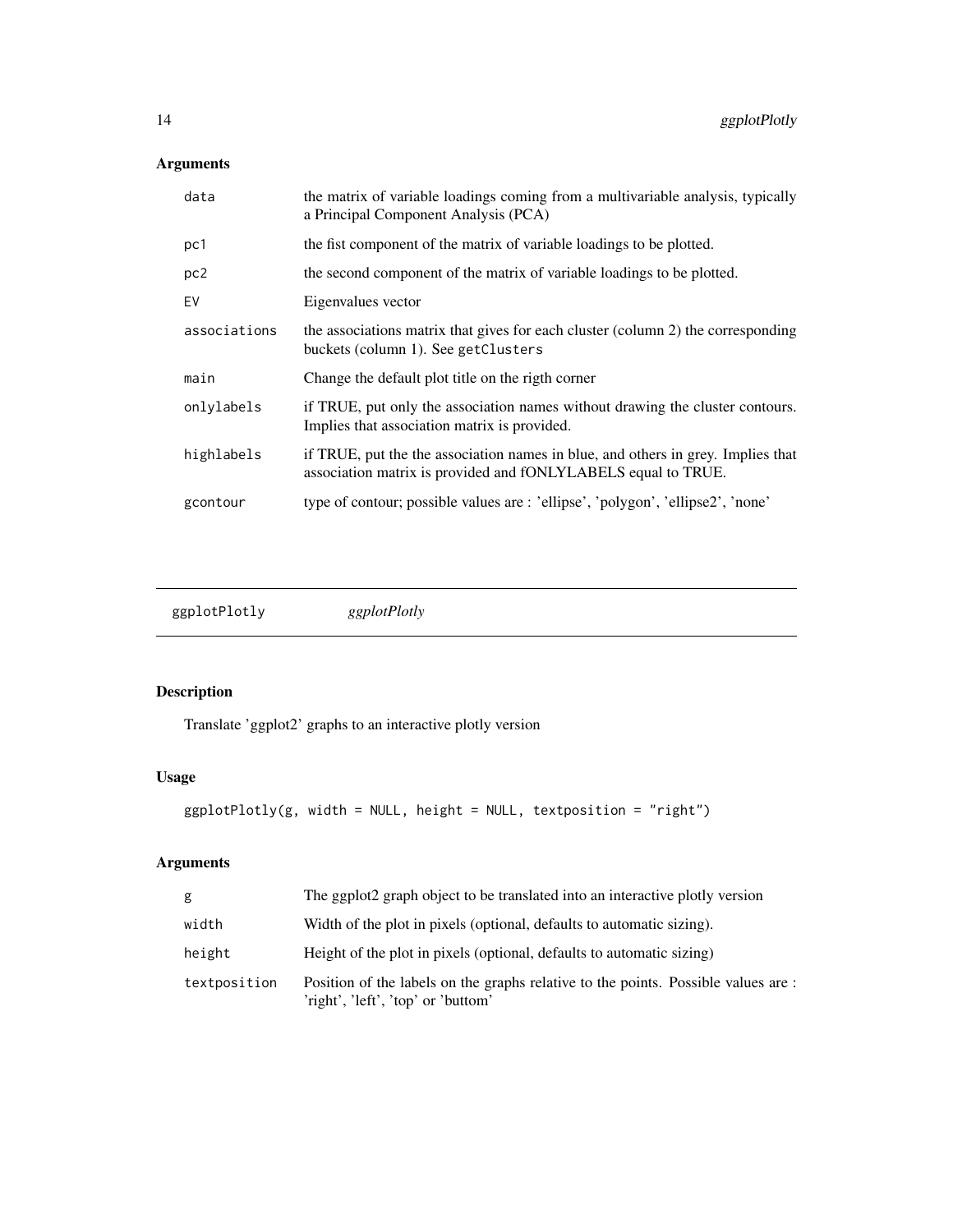## Arguments

| | |
|---|---|
| `data` | the matrix of variable loadings coming from a multivariable analysis, typically a Principal Component Analysis (PCA) |
| `pc1` | the fist component of the matrix of variable loadings to be plotted. |
| `pc2` | the second component of the matrix of variable loadings to be plotted. |
| `EV` | Eigenvalues vector |
| `associations` | the associations matrix that gives for each cluster (column 2) the corresponding buckets (column 1). See `getClusters` |
| `main` | Change the default plot title on the rigth corner |
| `onlylabels` | if TRUE, put only the association names without drawing the cluster contours. Implies that association matrix is provided. |
| `highlabels` | if TRUE, put the the association names in blue, and others in grey. Implies that association matrix is provided and fONLYLABELS equal to TRUE. |
| `gcontour` | type of contour; possible values are : 'ellipse', 'polygon', 'ellipse2', 'none' |

---

# ggplotPlotly — *ggplotPlotly*

## Description

Translate 'ggplot2' graphs to an interactive plotly version

## Usage

```
ggplotPlotly(g, width = NULL, height = NULL, textposition = "right")
```

## Arguments

| | |
|---|---|
| `g` | The ggplot2 graph object to be translated into an interactive plotly version |
| `width` | Width of the plot in pixels (optional, defaults to automatic sizing). |
| `height` | Height of the plot in pixels (optional, defaults to automatic sizing) |
| `textposition` | Position of the labels on the graphs relative to the points. Possible values are : 'right', 'left', 'top' or 'buttom' |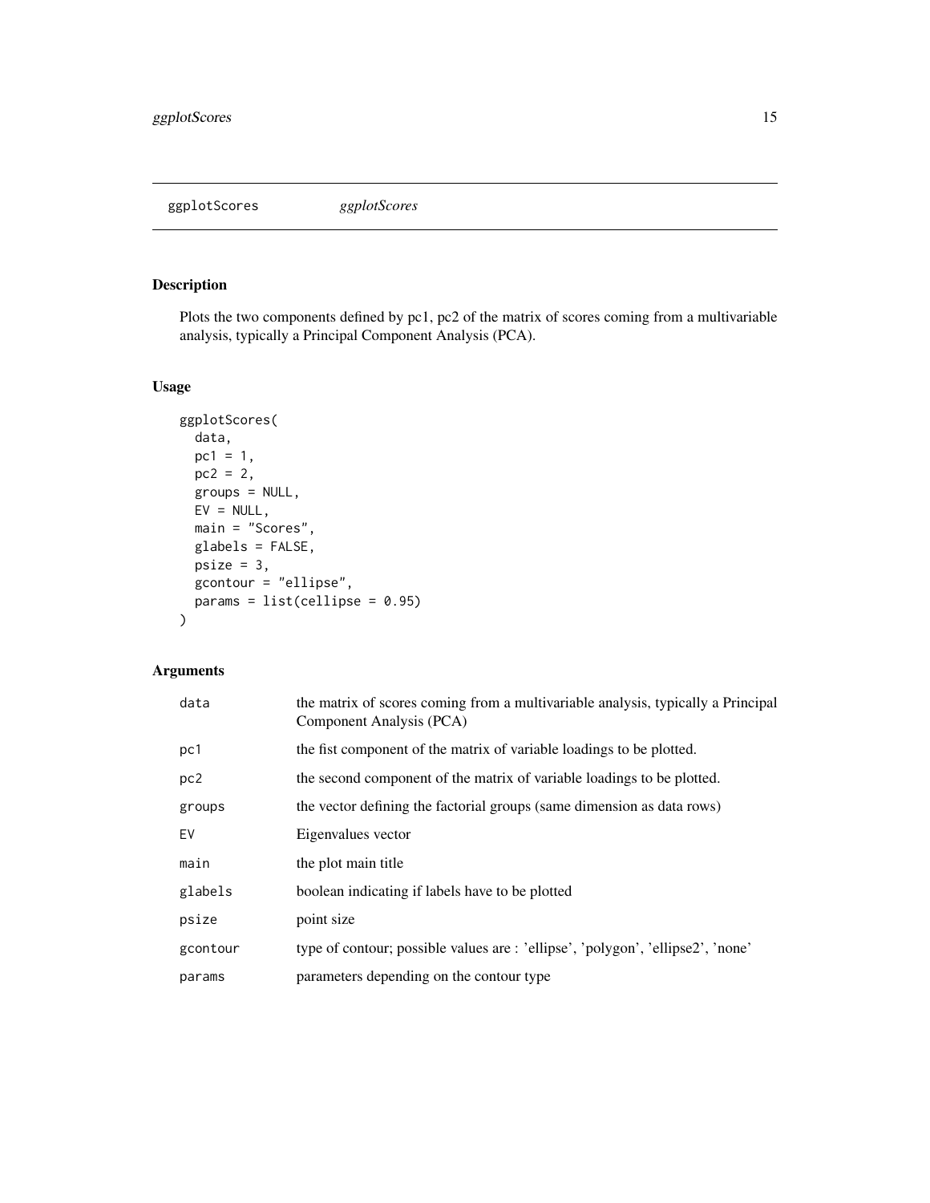# ggplotScores *ggplotScores*

## Description

Plots the two components defined by pc1, pc2 of the matrix of scores coming from a multivariable analysis, typically a Principal Component Analysis (PCA).

## Usage

```
ggplotScores(
  data,
  pc1 = 1,
  pc2 = 2,
  groups = NULL,
  EV = NULL,
  main = "Scores",
  glabels = FALSE,
  psize = 3,
  gcontour = "ellipse",
  params = list(cellipse = 0.95)
)
```

## Arguments

| | |
|---|---|
| `data` | the matrix of scores coming from a multivariable analysis, typically a Principal Component Analysis (PCA) |
| `pc1` | the fist component of the matrix of variable loadings to be plotted. |
| `pc2` | the second component of the matrix of variable loadings to be plotted. |
| `groups` | the vector defining the factorial groups (same dimension as data rows) |
| `EV` | Eigenvalues vector |
| `main` | the plot main title |
| `glabels` | boolean indicating if labels have to be plotted |
| `psize` | point size |
| `gcontour` | type of contour; possible values are : 'ellipse', 'polygon', 'ellipse2', 'none' |
| `params` | parameters depending on the contour type |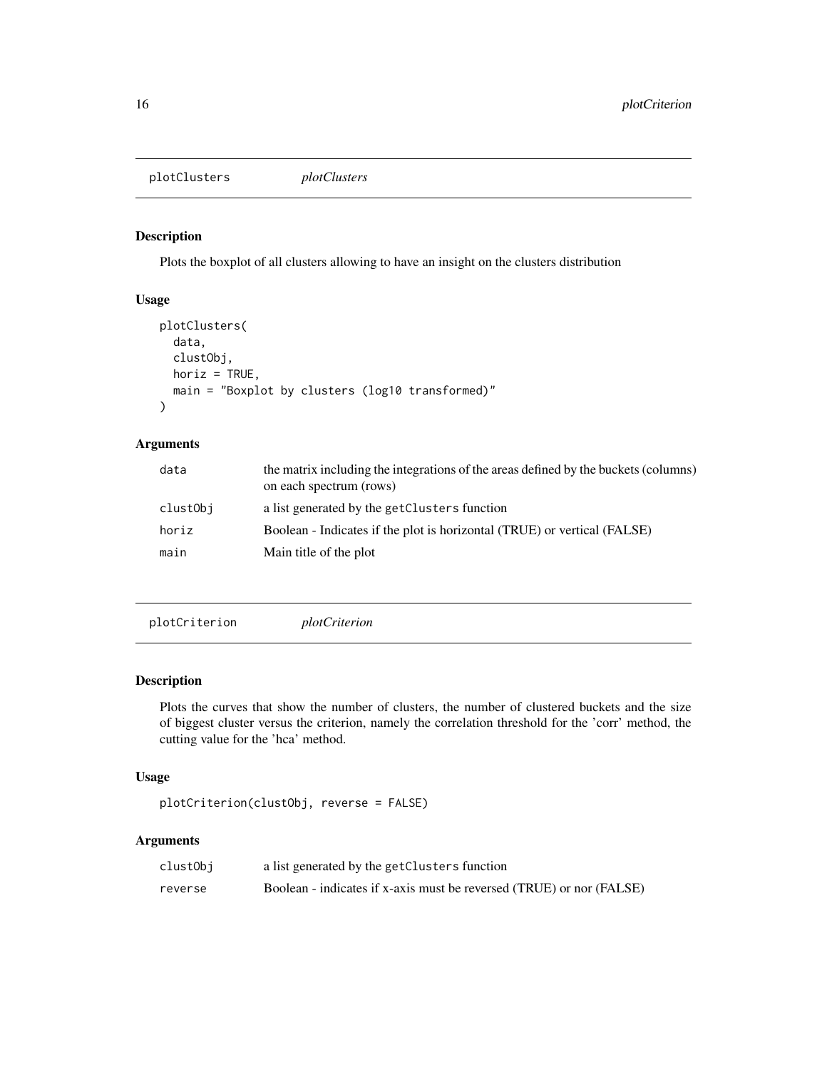## plotClusters *plotClusters*

### Description

Plots the boxplot of all clusters allowing to have an insight on the clusters distribution

### Usage

```
plotClusters(
  data,
  clustObj,
  horiz = TRUE,
  main = "Boxplot by clusters (log10 transformed)"
)
```

### Arguments

| | |
|---|---|
| data | the matrix including the integrations of the areas defined by the buckets (columns) on each spectrum (rows) |
| clustObj | a list generated by the getClusters function |
| horiz | Boolean - Indicates if the plot is horizontal (TRUE) or vertical (FALSE) |
| main | Main title of the plot |

## plotCriterion *plotCriterion*

### Description

Plots the curves that show the number of clusters, the number of clustered buckets and the size of biggest cluster versus the criterion, namely the correlation threshold for the 'corr' method, the cutting value for the 'hca' method.

### Usage

```
plotCriterion(clustObj, reverse = FALSE)
```

### Arguments

| | |
|---|---|
| clustObj | a list generated by the getClusters function |
| reverse | Boolean - indicates if x-axis must be reversed (TRUE) or nor (FALSE) |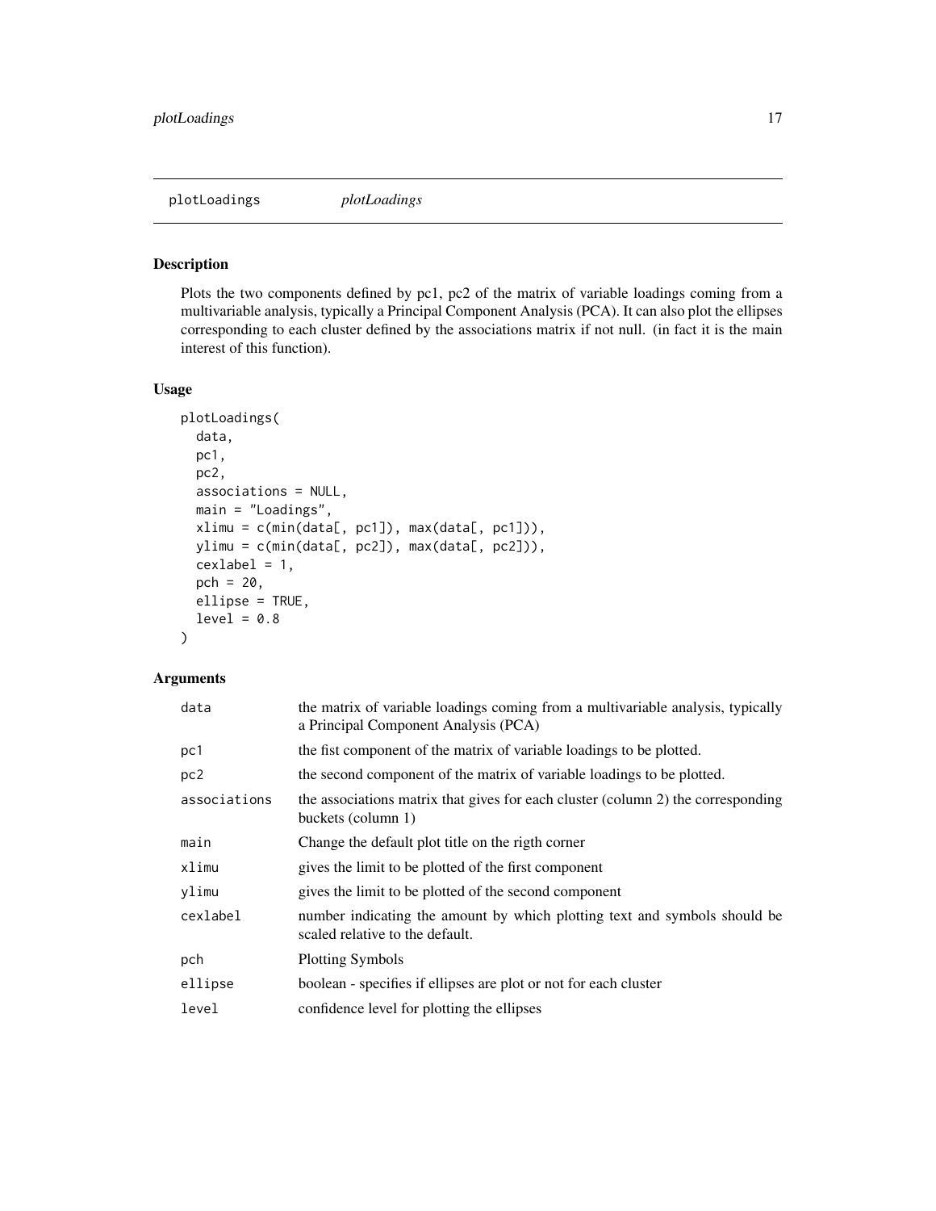plotLoadings *plotLoadings*

## Description

Plots the two components defined by pc1, pc2 of the matrix of variable loadings coming from a multivariable analysis, typically a Principal Component Analysis (PCA). It can also plot the ellipses corresponding to each cluster defined by the associations matrix if not null. (in fact it is the main interest of this function).

## Usage

```
plotLoadings(
  data,
  pc1,
  pc2,
  associations = NULL,
  main = "Loadings",
  xlimu = c(min(data[, pc1]), max(data[, pc1])),
  ylimu = c(min(data[, pc2]), max(data[, pc2])),
  cexlabel = 1,
  pch = 20,
  ellipse = TRUE,
  level = 0.8
)
```

## Arguments

| | |
|---|---|
| `data` | the matrix of variable loadings coming from a multivariable analysis, typically a Principal Component Analysis (PCA) |
| `pc1` | the fist component of the matrix of variable loadings to be plotted. |
| `pc2` | the second component of the matrix of variable loadings to be plotted. |
| `associations` | the associations matrix that gives for each cluster (column 2) the corresponding buckets (column 1) |
| `main` | Change the default plot title on the rigth corner |
| `xlimu` | gives the limit to be plotted of the first component |
| `ylimu` | gives the limit to be plotted of the second component |
| `cexlabel` | number indicating the amount by which plotting text and symbols should be scaled relative to the default. |
| `pch` | Plotting Symbols |
| `ellipse` | boolean - specifies if ellipses are plot or not for each cluster |
| `level` | confidence level for plotting the ellipses |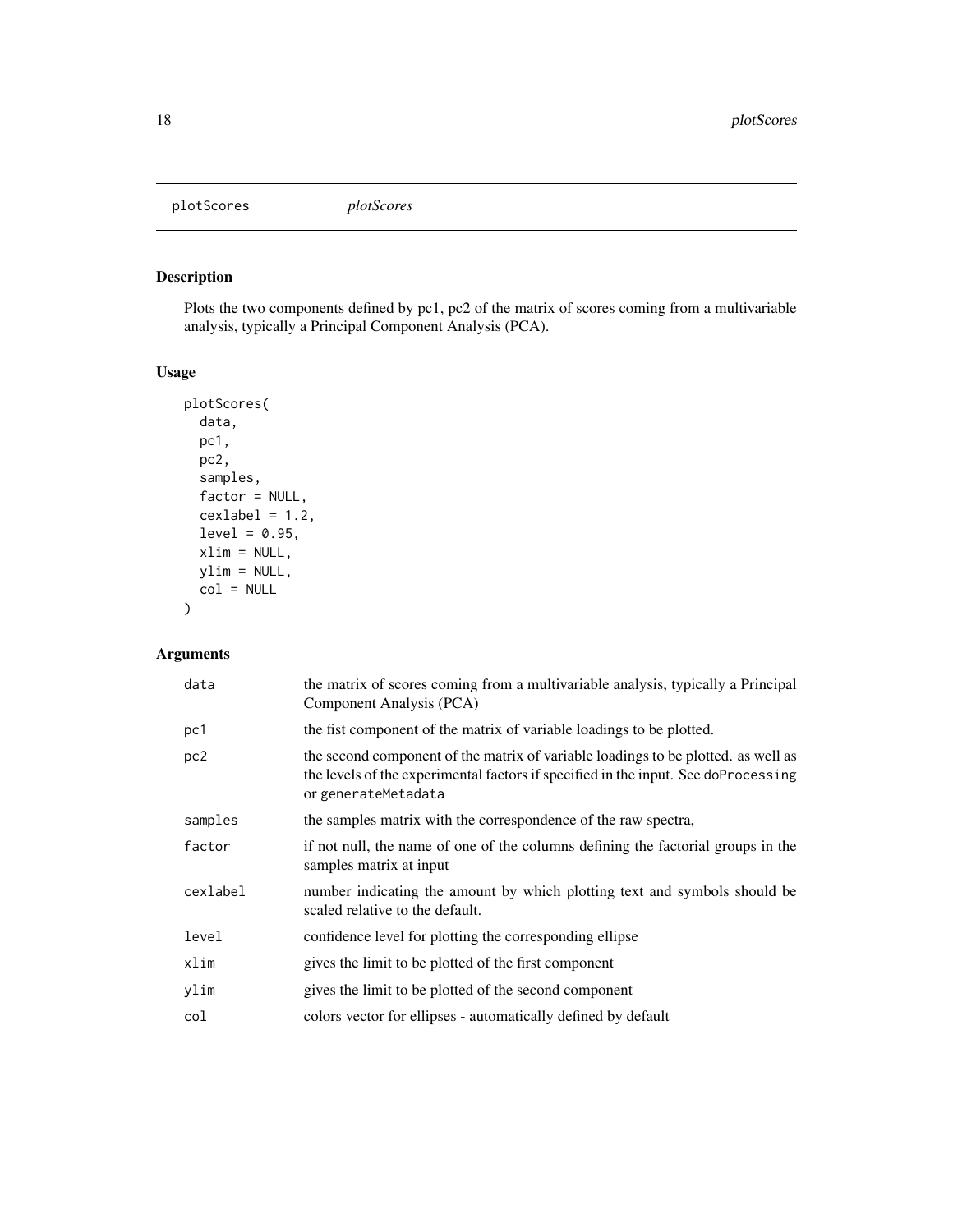plotScores *plotScores*

## Description

Plots the two components defined by pc1, pc2 of the matrix of scores coming from a multivariable analysis, typically a Principal Component Analysis (PCA).

## Usage

```
plotScores(
  data,
  pc1,
  pc2,
  samples,
  factor = NULL,
  cexlabel = 1.2,
  level = 0.95,
  xlim = NULL,
  ylim = NULL,
  col = NULL
)
```

## Arguments

| | |
|---|---|
| data | the matrix of scores coming from a multivariable analysis, typically a Principal Component Analysis (PCA) |
| pc1 | the fist component of the matrix of variable loadings to be plotted. |
| pc2 | the second component of the matrix of variable loadings to be plotted. as well as the levels of the experimental factors if specified in the input. See `doProcessing` or `generateMetadata` |
| samples | the samples matrix with the correspondence of the raw spectra, |
| factor | if not null, the name of one of the columns defining the factorial groups in the samples matrix at input |
| cexlabel | number indicating the amount by which plotting text and symbols should be scaled relative to the default. |
| level | confidence level for plotting the corresponding ellipse |
| xlim | gives the limit to be plotted of the first component |
| ylim | gives the limit to be plotted of the second component |
| col | colors vector for ellipses - automatically defined by default |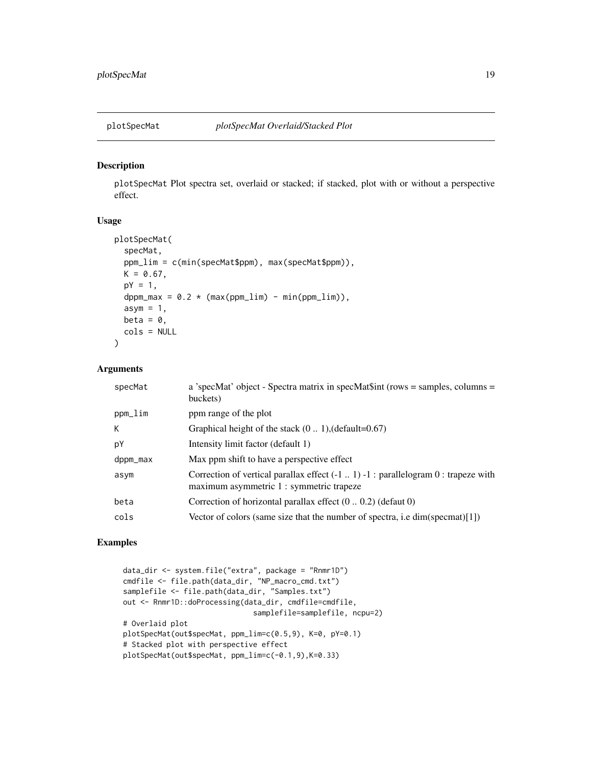# plotSpecMat *plotSpecMat Overlaid/Stacked Plot*

## Description

plotSpecMat Plot spectra set, overlaid or stacked; if stacked, plot with or without a perspective effect.

## Usage

```
plotSpecMat(
  specMat,
  ppm_lim = c(min(specMat$ppm), max(specMat$ppm)),
  K = 0.67,
  pY = 1,
  dppm_max = 0.2 * (max(ppm_lim) - min(ppm_lim)),
  asym = 1,
  beta = 0,
  cols = NULL
)
```

## Arguments

| | |
|---|---|
| specMat | a 'specMat' object - Spectra matrix in specMat$int (rows = samples, columns = buckets) |
| ppm_lim | ppm range of the plot |
| K | Graphical height of the stack (0 .. 1),(default=0.67) |
| pY | Intensity limit factor (default 1) |
| dppm_max | Max ppm shift to have a perspective effect |
| asym | Correction of vertical parallax effect (-1 .. 1) -1 : parallelogram 0 : trapeze with maximum asymmetric 1 : symmetric trapeze |
| beta | Correction of horizontal parallax effect (0 .. 0.2) (defaut 0) |
| cols | Vector of colors (same size that the number of spectra, i.e dim(specmat)[1]) |

## Examples

```
data_dir <- system.file("extra", package = "Rnmr1D")
cmdfile <- file.path(data_dir, "NP_macro_cmd.txt")
samplefile <- file.path(data_dir, "Samples.txt")
out <- Rnmr1D::doProcessing(data_dir, cmdfile=cmdfile,
                            samplefile=samplefile, ncpu=2)
# Overlaid plot
plotSpecMat(out$specMat, ppm_lim=c(0.5,9), K=0, pY=0.1)
# Stacked plot with perspective effect
plotSpecMat(out$specMat, ppm_lim=c(-0.1,9),K=0.33)
```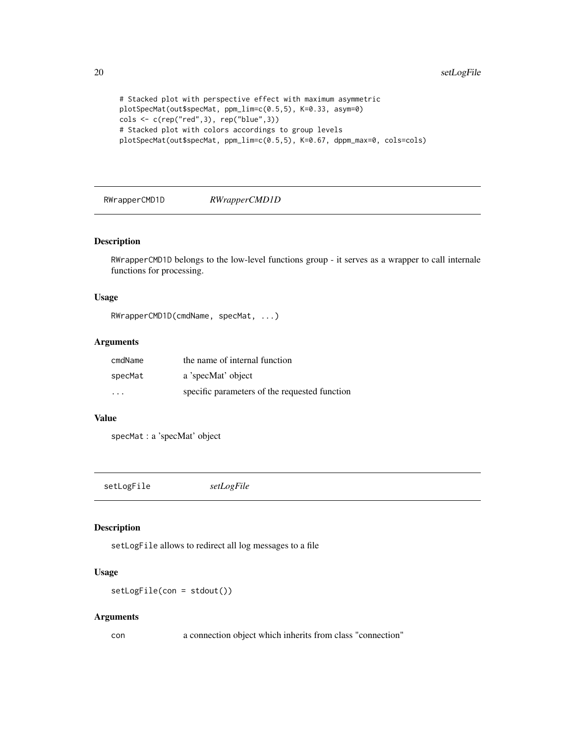```
# Stacked plot with perspective effect with maximum asymmetric
plotSpecMat(out$specMat, ppm_lim=c(0.5,5), K=0.33, asym=0)
cols <- c(rep("red",3), rep("blue",3))
# Stacked plot with colors accordings to group levels
plotSpecMat(out$specMat, ppm_lim=c(0.5,5), K=0.67, dppm_max=0, cols=cols)
```

## RWrapperCMD1D *RWrapperCMD1D*

### Description

RWrapperCMD1D belongs to the low-level functions group - it serves as a wrapper to call internale functions for processing.

### Usage

```
RWrapperCMD1D(cmdName, specMat, ...)
```

### Arguments

| | |
|---|---|
| cmdName | the name of internal function |
| specMat | a 'specMat' object |
| ... | specific parameters of the requested function |

### Value

specMat : a 'specMat' object

## setLogFile *setLogFile*

### Description

setLogFile allows to redirect all log messages to a file

### Usage

```
setLogFile(con = stdout())
```

### Arguments

| | |
|---|---|
| con | a connection object which inherits from class "connection" |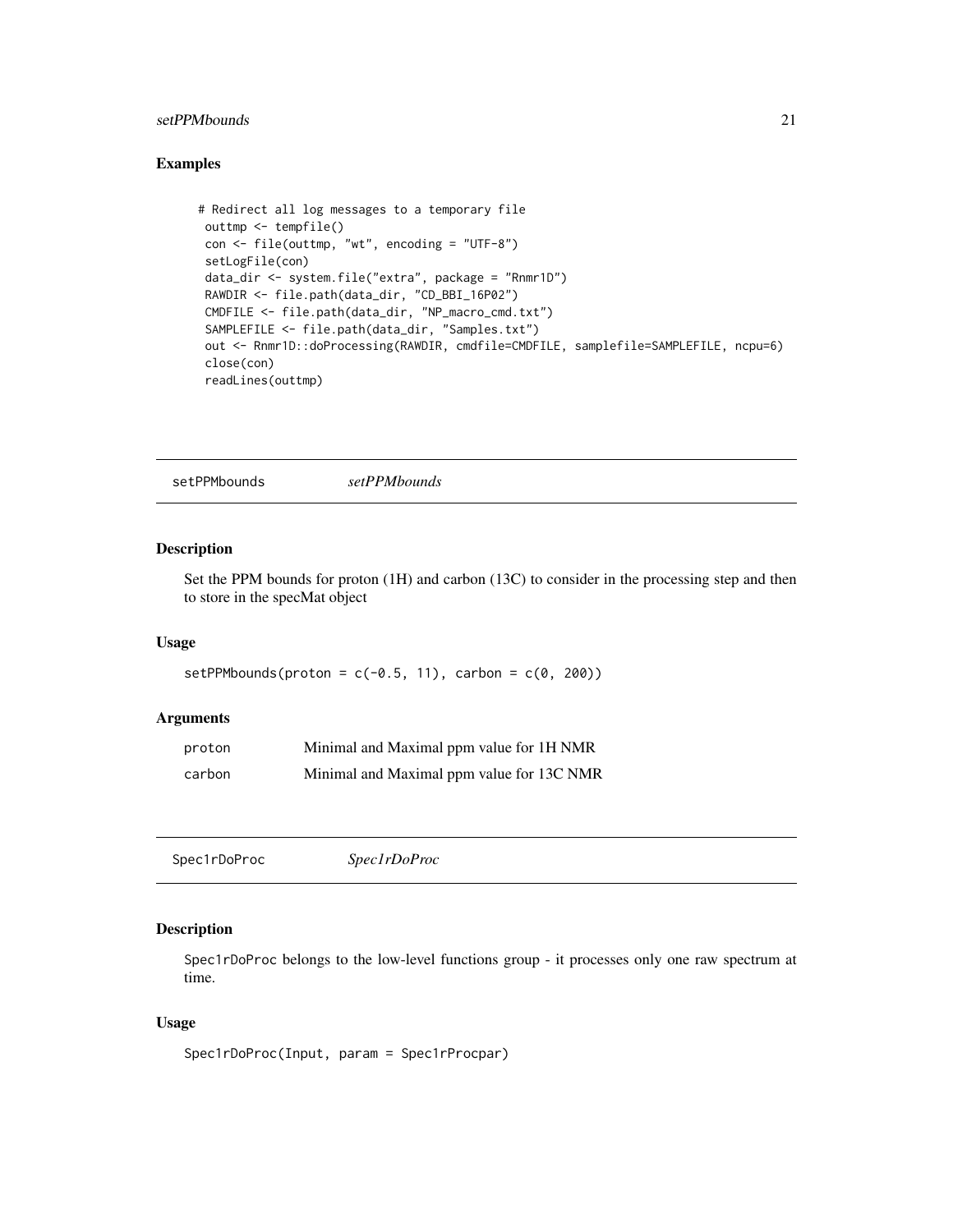## Examples

```
 # Redirect all log messages to a temporary file
  outtmp <- tempfile()
  con <- file(outtmp, "wt", encoding = "UTF-8")
  setLogFile(con)
  data_dir <- system.file("extra", package = "Rnmr1D")
  RAWDIR <- file.path(data_dir, "CD_BBI_16P02")
  CMDFILE <- file.path(data_dir, "NP_macro_cmd.txt")
  SAMPLEFILE <- file.path(data_dir, "Samples.txt")
  out <- Rnmr1D::doProcessing(RAWDIR, cmdfile=CMDFILE, samplefile=SAMPLEFILE, ncpu=6)
  close(con)
  readLines(outtmp)
```

---

# setPPMbounds *setPPMbounds*

## Description

Set the PPM bounds for proton (1H) and carbon (13C) to consider in the processing step and then to store in the specMat object

## Usage

```
setPPMbounds(proton = c(-0.5, 11), carbon = c(0, 200))
```

## Arguments

| | |
|---|---|
| proton | Minimal and Maximal ppm value for 1H NMR |
| carbon | Minimal and Maximal ppm value for 13C NMR |

---

# Spec1rDoProc *Spec1rDoProc*

## Description

Spec1rDoProc belongs to the low-level functions group - it processes only one raw spectrum at time.

## Usage

```
Spec1rDoProc(Input, param = Spec1rProcpar)
```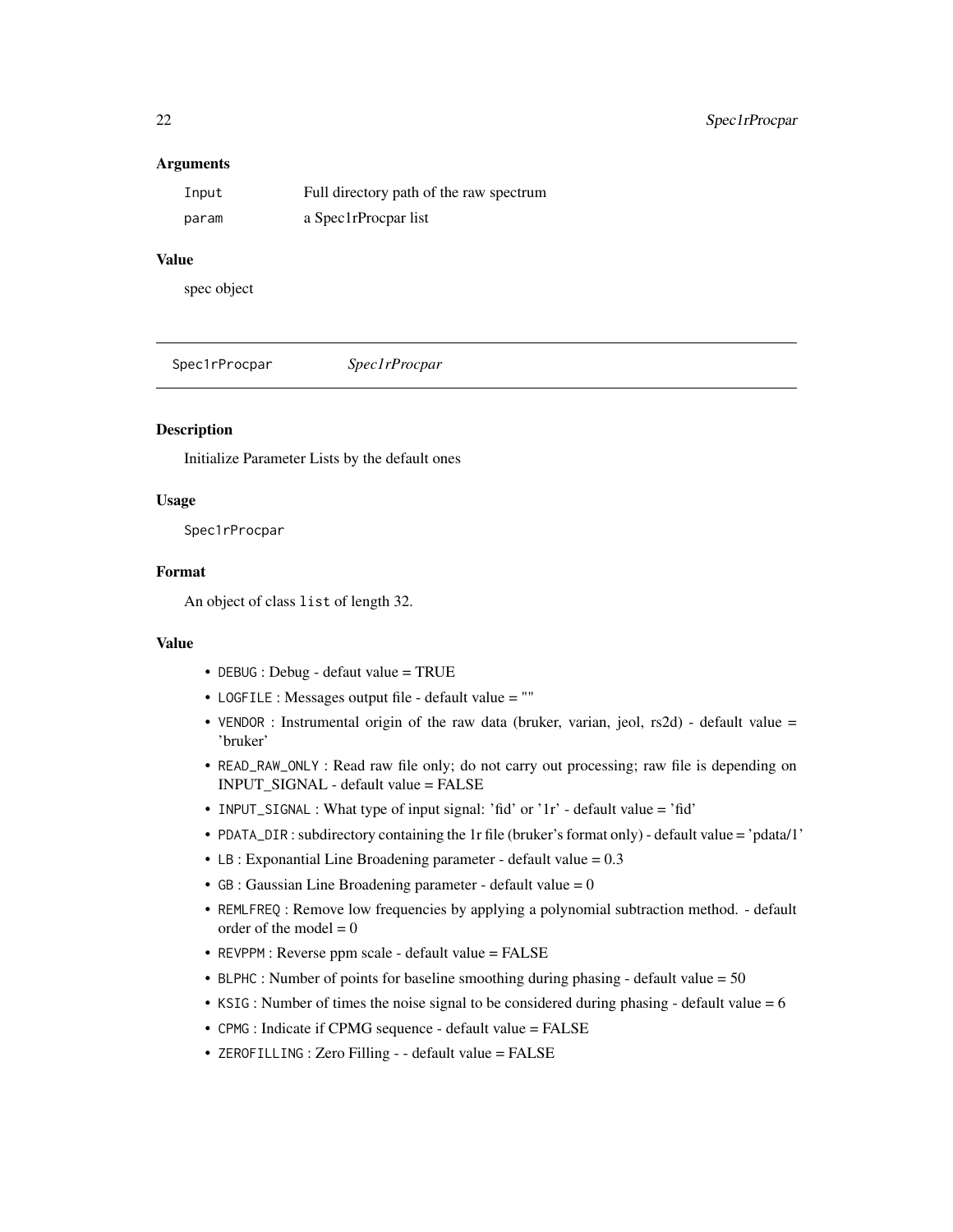### Arguments

| | |
|---|---|
| `Input` | Full directory path of the raw spectrum |
| `param` | a Spec1rProcpar list |

### Value

spec object

---

## Spec1rProcpar &nbsp;&nbsp;&nbsp; *Spec1rProcpar*

---

### Description

Initialize Parameter Lists by the default ones

### Usage

```
Spec1rProcpar
```

### Format

An object of class `list` of length 32.

### Value

- `DEBUG` : Debug - defaut value = TRUE
- `LOGFILE` : Messages output file - default value = ""
- `VENDOR` : Instrumental origin of the raw data (bruker, varian, jeol, rs2d) - default value = 'bruker'
- `READ_RAW_ONLY` : Read raw file only; do not carry out processing; raw file is depending on INPUT_SIGNAL - default value = FALSE
- `INPUT_SIGNAL` : What type of input signal: 'fid' or '1r' - default value = 'fid'
- `PDATA_DIR` : subdirectory containing the 1r file (bruker's format only) - default value = 'pdata/1'
- `LB` : Exponantial Line Broadening parameter - default value = 0.3
- `GB` : Gaussian Line Broadening parameter - default value = 0
- `REMLFREQ` : Remove low frequencies by applying a polynomial subtraction method. - default order of the model = 0
- `REVPPM` : Reverse ppm scale - default value = FALSE
- `BLPHC` : Number of points for baseline smoothing during phasing - default value = 50
- `KSIG` : Number of times the noise signal to be considered during phasing - default value = 6
- `CPMG` : Indicate if CPMG sequence - default value = FALSE
- `ZEROFILLING` : Zero Filling - - default value = FALSE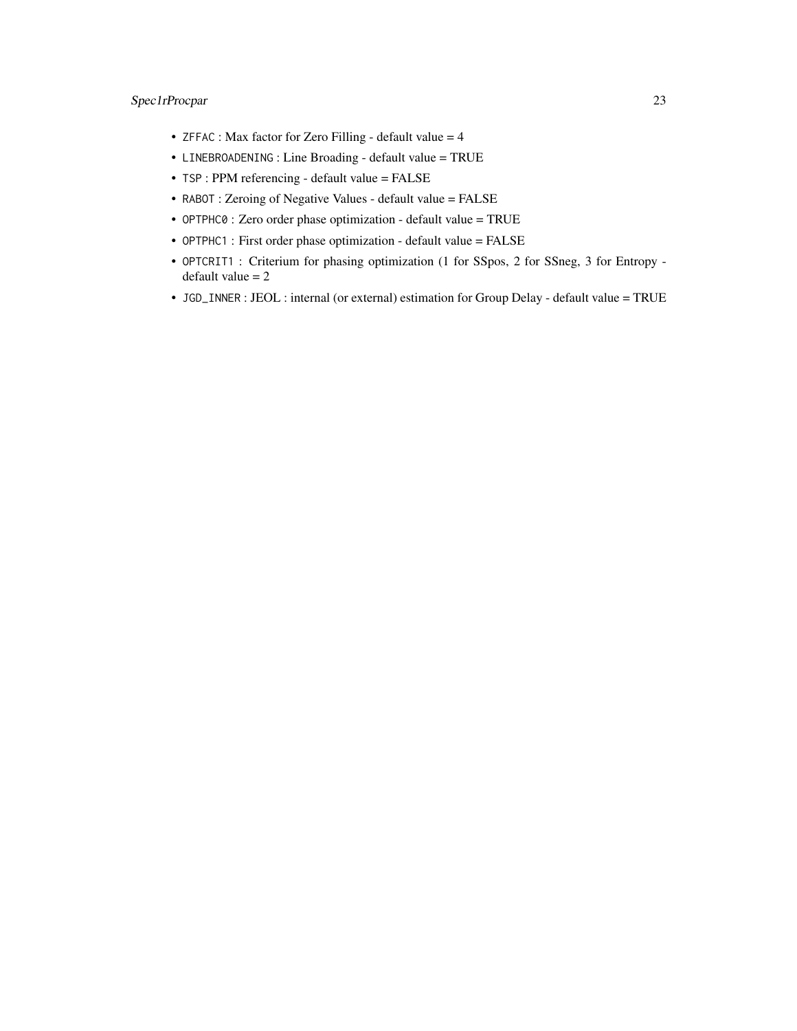- `ZFFAC` : Max factor for Zero Filling - default value = 4
- `LINEBROADENING` : Line Broading - default value = TRUE
- `TSP` : PPM referencing - default value = FALSE
- `RABOT` : Zeroing of Negative Values - default value = FALSE
- `OPTPHC0` : Zero order phase optimization - default value = TRUE
- `OPTPHC1` : First order phase optimization - default value = FALSE
- `OPTCRIT1` : Criterium for phasing optimization (1 for SSpos, 2 for SSneg, 3 for Entropy - default value = 2
- `JGD_INNER` : JEOL : internal (or external) estimation for Group Delay - default value = TRUE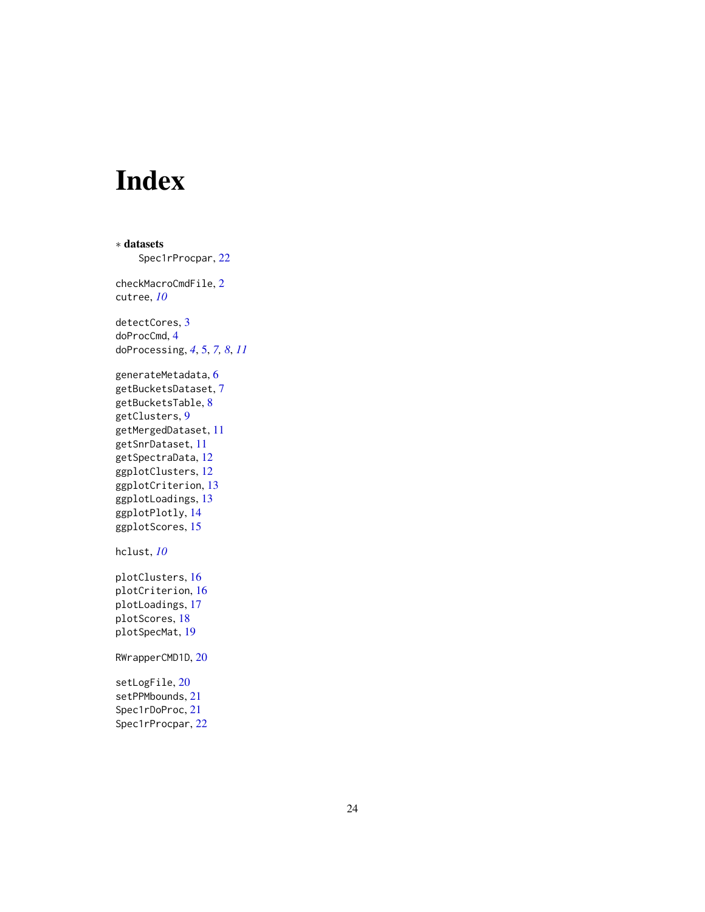# Index

* **datasets**
    Spec1rProcpar, 22

checkMacroCmdFile, 2
cutree, *10*

detectCores, 3
doProcCmd, 4
doProcessing, *4*, 5, *7*, *8*, *11*

generateMetadata, 6
getBucketsDataset, 7
getBucketsTable, 8
getClusters, 9
getMergedDataset, 11
getSnrDataset, 11
getSpectraData, 12
ggplotClusters, 12
ggplotCriterion, 13
ggplotLoadings, 13
ggplotPlotly, 14
ggplotScores, 15

hclust, *10*

plotClusters, 16
plotCriterion, 16
plotLoadings, 17
plotScores, 18
plotSpecMat, 19

RWrapperCMD1D, 20

setLogFile, 20
setPPMbounds, 21
Spec1rDoProc, 21
Spec1rProcpar, 22